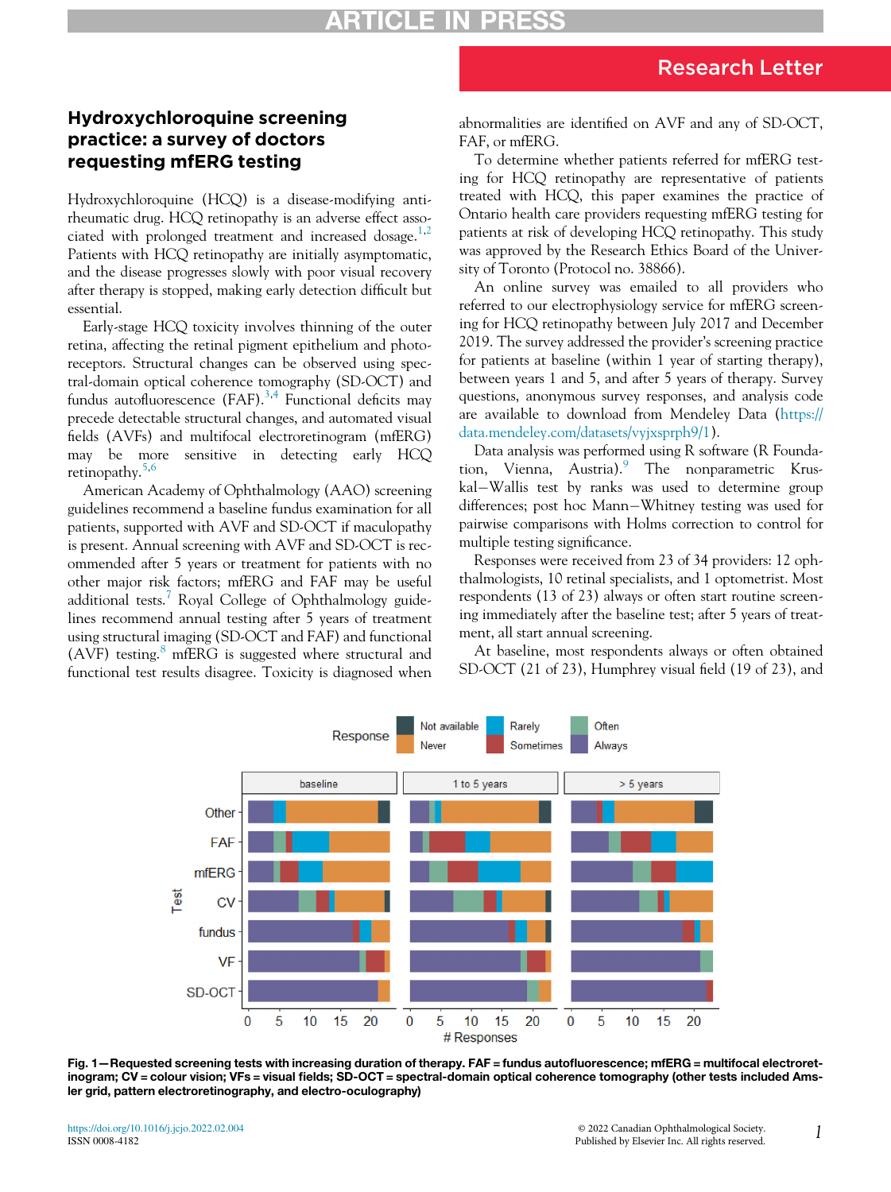Research Letter

# Hydroxychloroquine screening practice: a survey of doctors requesting mfERG testing

Hydroxychloroquine (HCQ) is a disease-modifying anti-rheumatic drug. HCQ retinopathy is an adverse effect associated with prolonged treatment and increased dosage.[1,2] Patients with HCQ retinopathy are initially asymptomatic, and the disease progresses slowly with poor visual recovery after therapy is stopped, making early detection difficult but essential.

Early-stage HCQ toxicity involves thinning of the outer retina, affecting the retinal pigment epithelium and photoreceptors. Structural changes can be observed using spectral-domain optical coherence tomography (SD-OCT) and fundus autofluorescence (FAF).[3,4] Functional deficits may precede detectable structural changes, and automated visual fields (AVFs) and multifocal electroretinogram (mfERG) may be more sensitive in detecting early HCQ retinopathy.[5,6]

American Academy of Ophthalmology (AAO) screening guidelines recommend a baseline fundus examination for all patients, supported with AVF and SD-OCT if maculopathy is present. Annual screening with AVF and SD-OCT is recommended after 5 years or treatment for patients with no other major risk factors; mfERG and FAF may be useful additional tests.[7] Royal College of Ophthalmology guidelines recommend annual testing after 5 years of treatment using structural imaging (SD-OCT and FAF) and functional (AVF) testing.[8] mfERG is suggested where structural and functional test results disagree. Toxicity is diagnosed when abnormalities are identified on AVF and any of SD-OCT, FAF, or mfERG.

To determine whether patients referred for mfERG testing for HCQ retinopathy are representative of patients treated with HCQ, this paper examines the practice of Ontario health care providers requesting mfERG testing for patients at risk of developing HCQ retinopathy. This study was approved by the Research Ethics Board of the University of Toronto (Protocol no. 38866).

An online survey was emailed to all providers who referred to our electrophysiology service for mfERG screening for HCQ retinopathy between July 2017 and December 2019. The survey addressed the provider's screening practice for patients at baseline (within 1 year of starting therapy), between years 1 and 5, and after 5 years of therapy. Survey questions, anonymous survey responses, and analysis code are available to download from Mendeley Data (https://data.mendeley.com/datasets/vyjxsprph9/1).

Data analysis was performed using R software (R Foundation, Vienna, Austria).[9] The nonparametric Kruskal−Wallis test by ranks was used to determine group differences; post hoc Mann−Whitney testing was used for pairwise comparisons with Holms correction to control for multiple testing significance.

Responses were received from 23 of 34 providers: 12 ophthalmologists, 10 retinal specialists, and 1 optometrist. Most respondents (13 of 23) always or often start routine screening immediately after the baseline test; after 5 years of treatment, all start annual screening.

At baseline, most respondents always or often obtained SD-OCT (21 of 23), Humphrey visual field (19 of 23), and

**Fig. 1—Requested screening tests with increasing duration of therapy. FAF = fundus autofluorescence; mfERG = multifocal electroretinogram; CV = colour vision; VFs = visual fields; SD-OCT = spectral-domain optical coherence tomography (other tests included Amsler grid, pattern electroretinography, and electro-oculography)**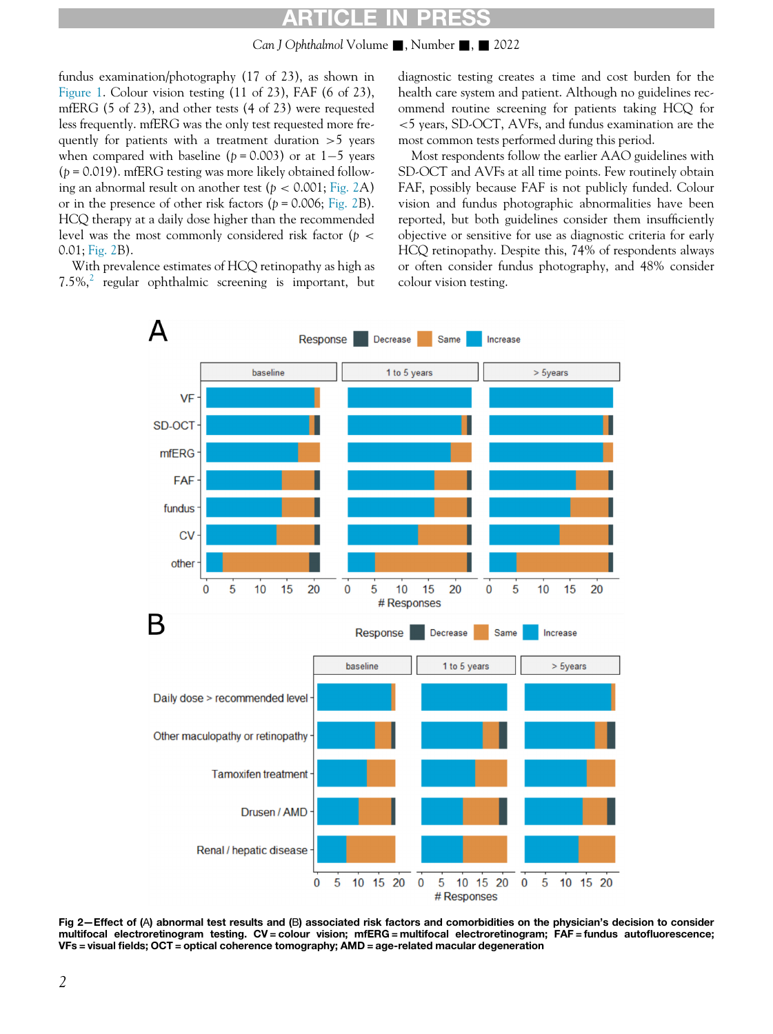fundus examination/photography (17 of 23), as shown in Figure 1. Colour vision testing (11 of 23), FAF (6 of 23), mfERG (5 of 23), and other tests (4 of 23) were requested less frequently. mfERG was the only test requested more frequently for patients with a treatment duration >5 years when compared with baseline ($p = 0.003$) or at 1−5 years ($p = 0.019$). mfERG testing was more likely obtained following an abnormal result on another test ($p < 0.001$; Fig. 2A) or in the presence of other risk factors ($p = 0.006$; Fig. 2B). HCQ therapy at a daily dose higher than the recommended level was the most commonly considered risk factor ($p < 0.01$; Fig. 2B).

With prevalence estimates of HCQ retinopathy as high as 7.5%,[2] regular ophthalmic screening is important, but diagnostic testing creates a time and cost burden for the health care system and patient. Although no guidelines recommend routine screening for patients taking HCQ for <5 years, SD-OCT, AVFs, and fundus examination are the most common tests performed during this period.

Most respondents follow the earlier AAO guidelines with SD-OCT and AVFs at all time points. Few routinely obtain FAF, possibly because FAF is not publicly funded. Colour vision and fundus photographic abnormalities have been reported, but both guidelines consider them insufficiently objective or sensitive for use as diagnostic criteria for early HCQ retinopathy. Despite this, 74% of respondents always or often consider fundus photography, and 48% consider colour vision testing.

**Fig 2—Effect of (A) abnormal test results and (B) associated risk factors and comorbidities on the physician's decision to consider multifocal electroretinogram testing. CV = colour vision; mfERG = multifocal electroretinogram; FAF = fundus autofluorescence; VFs = visual fields; OCT = optical coherence tomography; AMD = age-related macular degeneration**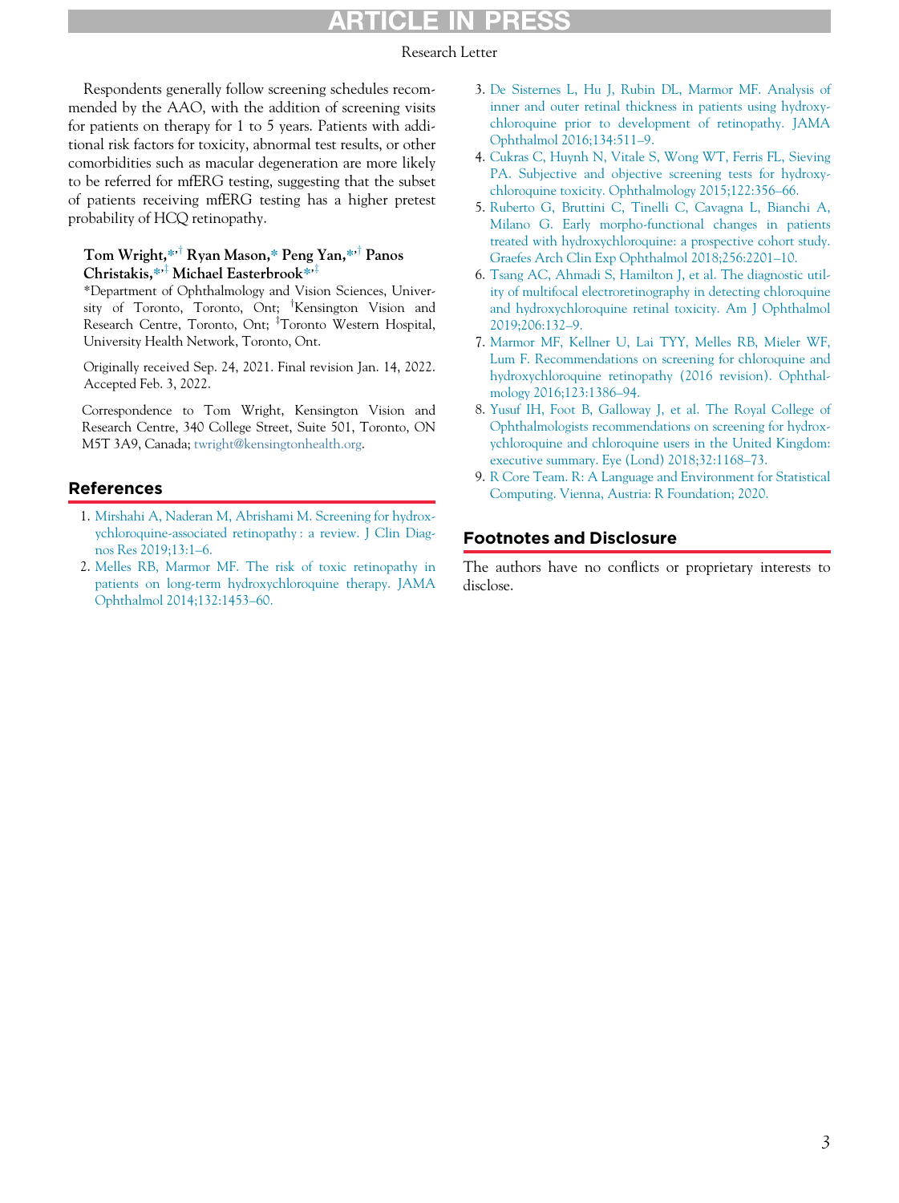Respondents generally follow screening schedules recommended by the AAO, with the addition of screening visits for patients on therapy for 1 to 5 years. Patients with additional risk factors for toxicity, abnormal test results, or other comorbidities such as macular degeneration are more likely to be referred for mfERG testing, suggesting that the subset of patients receiving mfERG testing has a higher pretest probability of HCQ retinopathy.

**Tom Wright,[*,†] Ryan Mason,[*] Peng Yan,[*,†] Panos Christakis,[*,†] Michael Easterbrook[*,‡]**

*Department of Ophthalmology and Vision Sciences, University of Toronto, Toronto, Ont; †Kensington Vision and Research Centre, Toronto, Ont; ‡Toronto Western Hospital, University Health Network, Toronto, Ont.

Originally received Sep. 24, 2021. Final revision Jan. 14, 2022. Accepted Feb. 3, 2022.

Correspondence to Tom Wright, Kensington Vision and Research Centre, 340 College Street, Suite 501, Toronto, ON M5T 3A9, Canada; twright@kensingtonhealth.org.

## References

1. Mirshahi A, Naderan M, Abrishami M. Screening for hydroxychloroquine-associated retinopathy : a review. J Clin Diagnos Res 2019;13:1–6.
2. Melles RB, Marmor MF. The risk of toxic retinopathy in patients on long-term hydroxychloroquine therapy. JAMA Ophthalmol 2014;132:1453–60.
3. De Sisternes L, Hu J, Rubin DL, Marmor MF. Analysis of inner and outer retinal thickness in patients using hydroxychloroquine prior to development of retinopathy. JAMA Ophthalmol 2016;134:511–9.
4. Cukras C, Huynh N, Vitale S, Wong WT, Ferris FL, Sieving PA. Subjective and objective screening tests for hydroxychloroquine toxicity. Ophthalmology 2015;122:356–66.
5. Ruberto G, Bruttini C, Tinelli C, Cavagna L, Bianchi A, Milano G. Early morpho-functional changes in patients treated with hydroxychloroquine: a prospective cohort study. Graefes Arch Clin Exp Ophthalmol 2018;256:2201–10.
6. Tsang AC, Ahmadi S, Hamilton J, et al. The diagnostic utility of multifocal electroretinography in detecting chloroquine and hydroxychloroquine retinal toxicity. Am J Ophthalmol 2019;206:132–9.
7. Marmor MF, Kellner U, Lai TYY, Melles RB, Mieler WF, Lum F. Recommendations on screening for chloroquine and hydroxychloroquine retinopathy (2016 revision). Ophthalmology 2016;123:1386–94.
8. Yusuf IH, Foot B, Galloway J, et al. The Royal College of Ophthalmologists recommendations on screening for hydroxychloroquine and chloroquine users in the United Kingdom: executive summary. Eye (Lond) 2018;32:1168–73.
9. R Core Team. R: A Language and Environment for Statistical Computing. Vienna, Austria: R Foundation; 2020.

## Footnotes and Disclosure

The authors have no conflicts or proprietary interests to disclose.